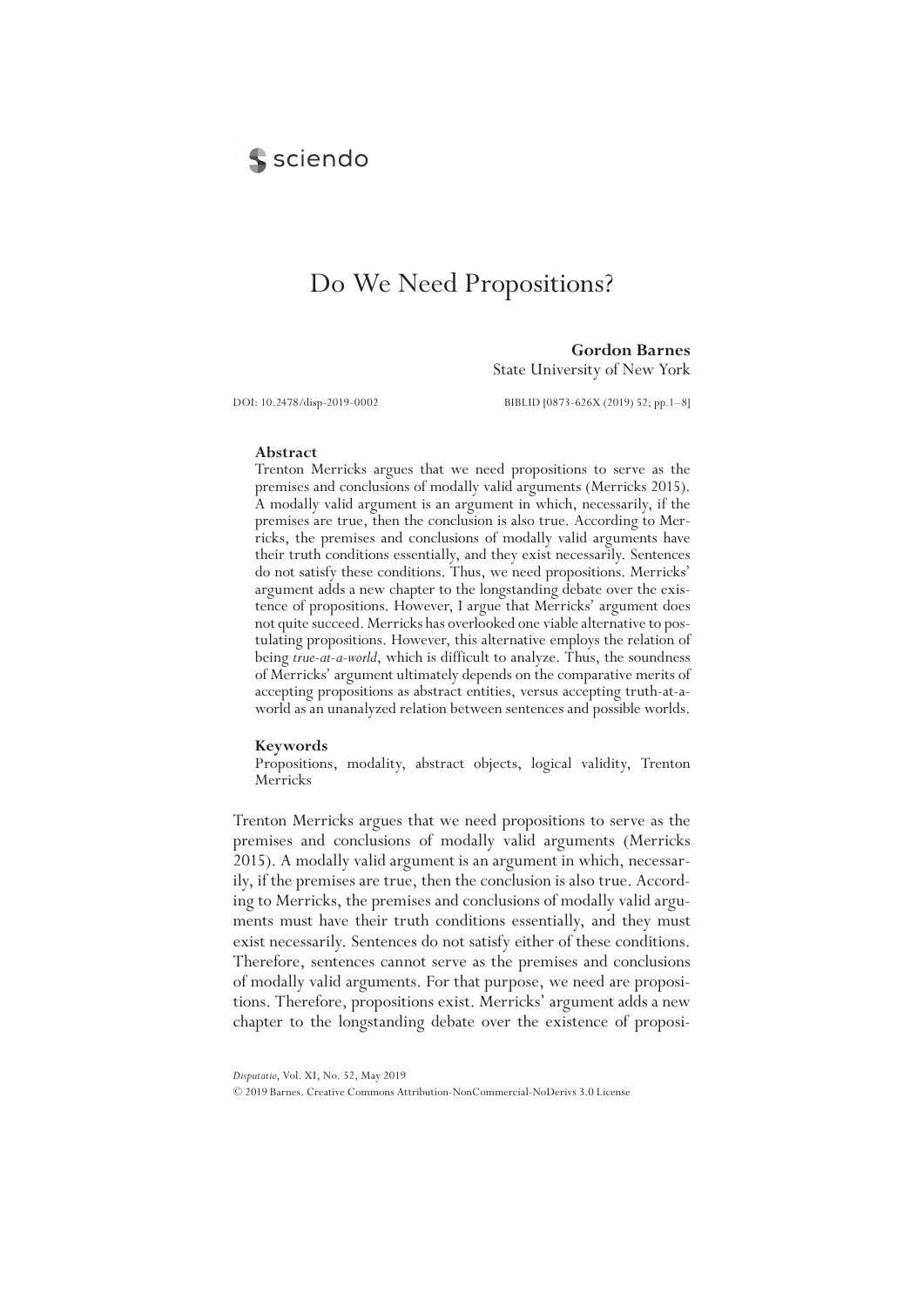# Do We Need Propositions?

**Gordon Barnes**
State University of New York

DOI: 10.2478/disp-2019-0002 BIBLID [0873-626X (2019) 52; pp.1–8]

**Abstract**

Trenton Merricks argues that we need propositions to serve as the premises and conclusions of modally valid arguments (Merricks 2015). A modally valid argument is an argument in which, necessarily, if the premises are true, then the conclusion is also true. According to Merricks, the premises and conclusions of modally valid arguments have their truth conditions essentially, and they exist necessarily. Sentences do not satisfy these conditions. Thus, we need propositions. Merricks' argument adds a new chapter to the longstanding debate over the existence of propositions. However, I argue that Merricks' argument does not quite succeed. Merricks has overlooked one viable alternative to postulating propositions. However, this alternative employs the relation of being *true-at-a-world*, which is difficult to analyze. Thus, the soundness of Merricks' argument ultimately depends on the comparative merits of accepting propositions as abstract entities, versus accepting truth-at-a-world as an unanalyzed relation between sentences and possible worlds.

**Keywords**

Propositions, modality, abstract objects, logical validity, Trenton Merricks

Trenton Merricks argues that we need propositions to serve as the premises and conclusions of modally valid arguments (Merricks 2015). A modally valid argument is an argument in which, necessarily, if the premises are true, then the conclusion is also true. According to Merricks, the premises and conclusions of modally valid arguments must have their truth conditions essentially, and they must exist necessarily. Sentences do not satisfy either of these conditions. Therefore, sentences cannot serve as the premises and conclusions of modally valid arguments. For that purpose, we need are propositions. Therefore, propositions exist. Merricks' argument adds a new chapter to the longstanding debate over the existence of proposi-

*Disputatio*, Vol. XI, No. 52, May 2019
© 2019 Barnes. Creative Commons Attribution-NonCommercial-NoDerivs 3.0 License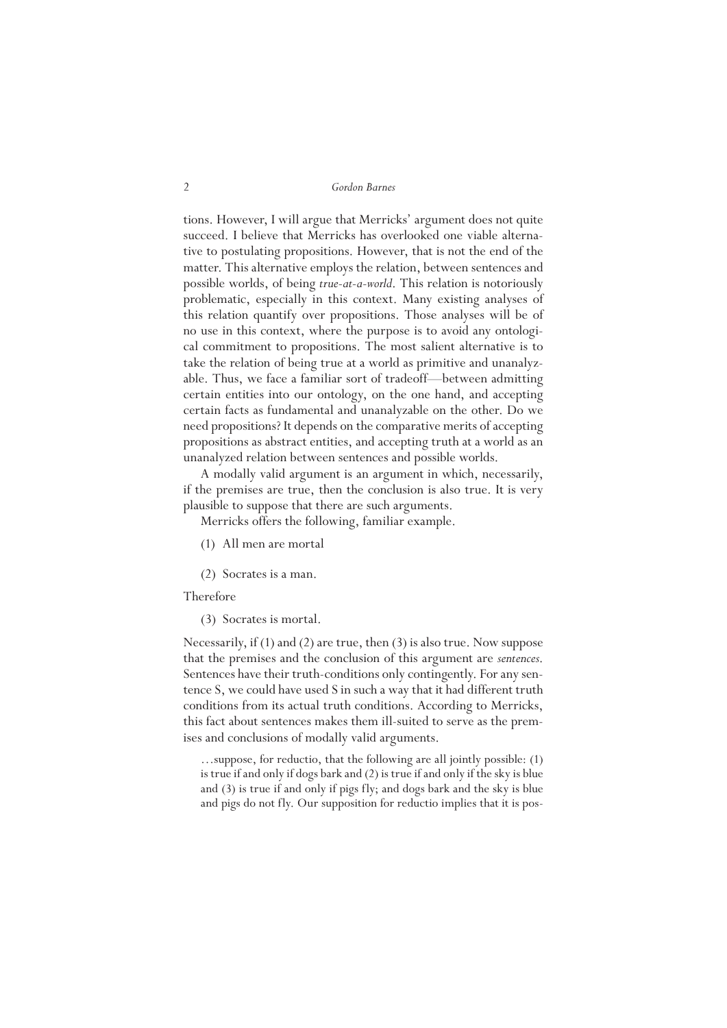tions. However, I will argue that Merricks' argument does not quite succeed. I believe that Merricks has overlooked one viable alternative to postulating propositions. However, that is not the end of the matter. This alternative employs the relation, between sentences and possible worlds, of being *true-at-a-world*. This relation is notoriously problematic, especially in this context. Many existing analyses of this relation quantify over propositions. Those analyses will be of no use in this context, where the purpose is to avoid any ontological commitment to propositions. The most salient alternative is to take the relation of being true at a world as primitive and unanalyzable. Thus, we face a familiar sort of tradeoff—between admitting certain entities into our ontology, on the one hand, and accepting certain facts as fundamental and unanalyzable on the other. Do we need propositions? It depends on the comparative merits of accepting propositions as abstract entities, and accepting truth at a world as an unanalyzed relation between sentences and possible worlds.

A modally valid argument is an argument in which, necessarily, if the premises are true, then the conclusion is also true. It is very plausible to suppose that there are such arguments.

Merricks offers the following, familiar example.

(1) All men are mortal

(2) Socrates is a man.

Therefore

(3) Socrates is mortal.

Necessarily, if (1) and (2) are true, then (3) is also true. Now suppose that the premises and the conclusion of this argument are *sentences*. Sentences have their truth-conditions only contingently. For any sentence S, we could have used S in such a way that it had different truth conditions from its actual truth conditions. According to Merricks, this fact about sentences makes them ill-suited to serve as the premises and conclusions of modally valid arguments.

> …suppose, for reductio, that the following are all jointly possible: (1) is true if and only if dogs bark and (2) is true if and only if the sky is blue and (3) is true if and only if pigs fly; and dogs bark and the sky is blue and pigs do not fly. Our supposition for reductio implies that it is pos-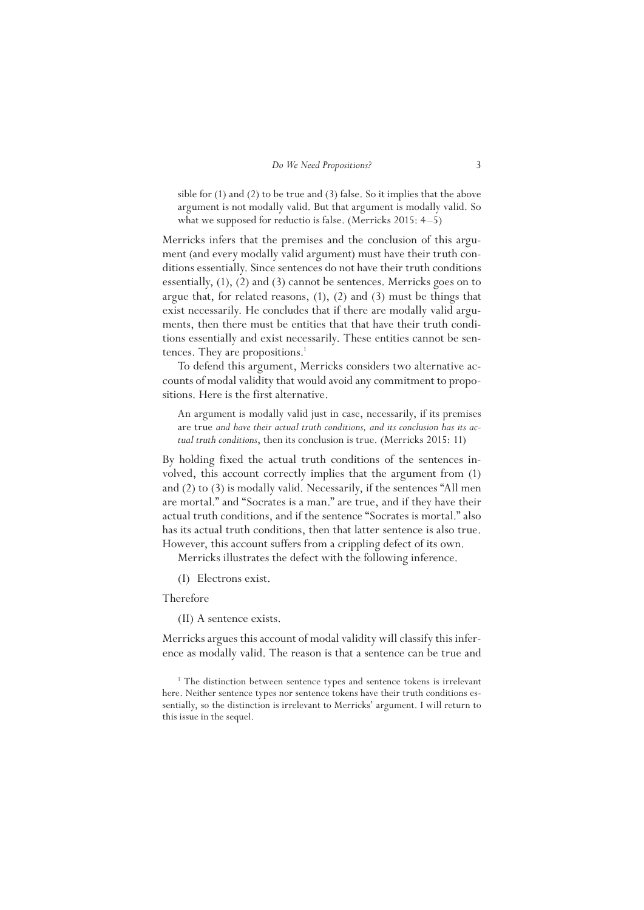> sible for (1) and (2) to be true and (3) false. So it implies that the above argument is not modally valid. But that argument is modally valid. So what we supposed for reductio is false. (Merricks 2015: 4–5)

Merricks infers that the premises and the conclusion of this argument (and every modally valid argument) must have their truth conditions essentially. Since sentences do not have their truth conditions essentially, (1), (2) and (3) cannot be sentences. Merricks goes on to argue that, for related reasons, (1), (2) and (3) must be things that exist necessarily. He concludes that if there are modally valid arguments, then there must be entities that that have their truth conditions essentially and exist necessarily. These entities cannot be sentences. They are propositions.[1]

To defend this argument, Merricks considers two alternative accounts of modal validity that would avoid any commitment to propositions. Here is the first alternative.

> An argument is modally valid just in case, necessarily, if its premises are true *and have their actual truth conditions, and its conclusion has its actual truth conditions*, then its conclusion is true. (Merricks 2015: 11)

By holding fixed the actual truth conditions of the sentences involved, this account correctly implies that the argument from (1) and (2) to (3) is modally valid. Necessarily, if the sentences "All men are mortal." and "Socrates is a man." are true, and if they have their actual truth conditions, and if the sentence "Socrates is mortal." also has its actual truth conditions, then that latter sentence is also true. However, this account suffers from a crippling defect of its own.

Merricks illustrates the defect with the following inference.

(I) Electrons exist.

Therefore

(II) A sentence exists.

Merricks argues this account of modal validity will classify this inference as modally valid. The reason is that a sentence can be true and

[1] The distinction between sentence types and sentence tokens is irrelevant here. Neither sentence types nor sentence tokens have their truth conditions essentially, so the distinction is irrelevant to Merricks' argument. I will return to this issue in the sequel.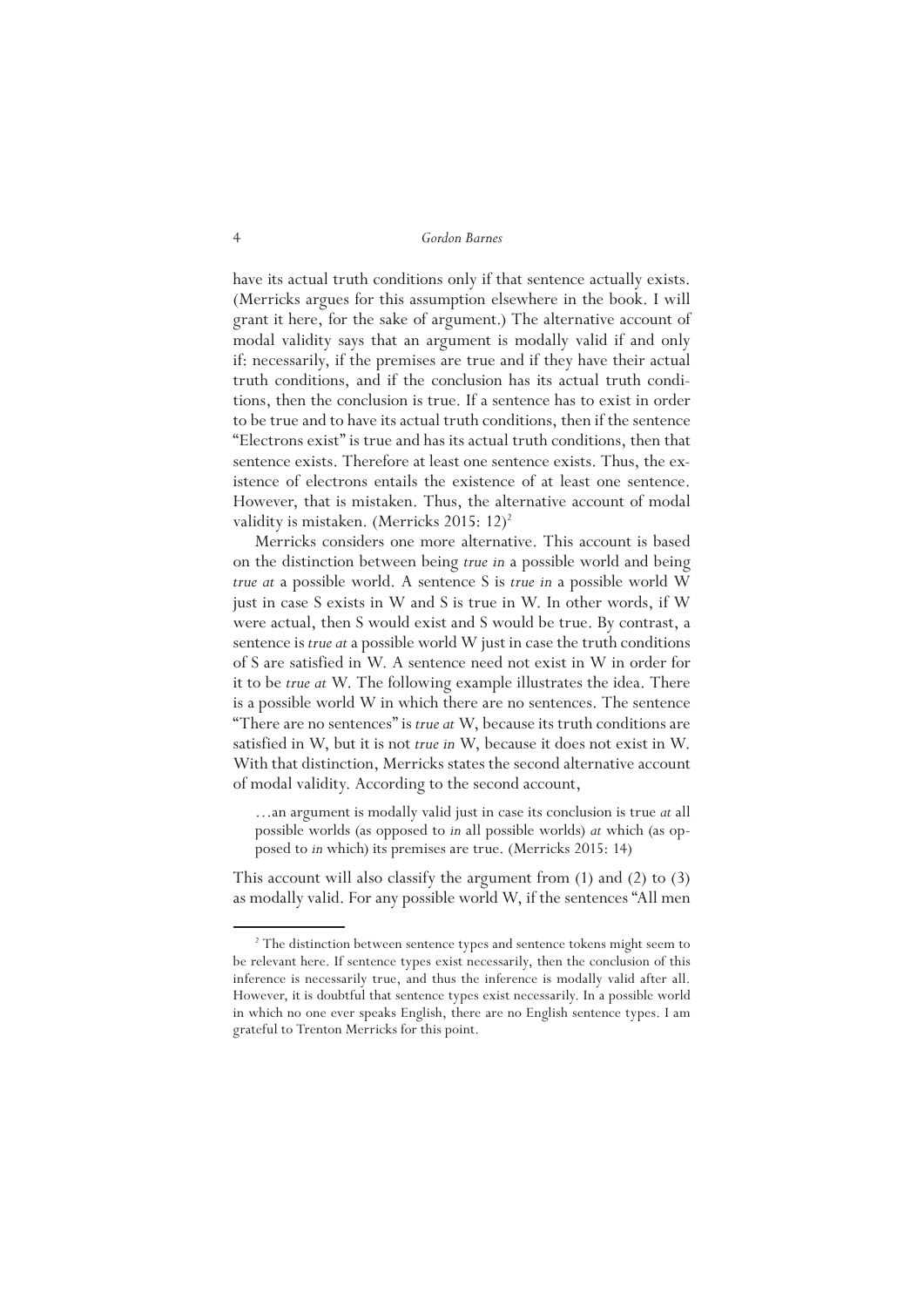have its actual truth conditions only if that sentence actually exists. (Merricks argues for this assumption elsewhere in the book. I will grant it here, for the sake of argument.) The alternative account of modal validity says that an argument is modally valid if and only if: necessarily, if the premises are true and if they have their actual truth conditions, and if the conclusion has its actual truth conditions, then the conclusion is true. If a sentence has to exist in order to be true and to have its actual truth conditions, then if the sentence "Electrons exist" is true and has its actual truth conditions, then that sentence exists. Therefore at least one sentence exists. Thus, the existence of electrons entails the existence of at least one sentence. However, that is mistaken. Thus, the alternative account of modal validity is mistaken. (Merricks 2015: 12)[2]

Merricks considers one more alternative. This account is based on the distinction between being *true in* a possible world and being *true at* a possible world. A sentence S is *true in* a possible world W just in case S exists in W and S is true in W. In other words, if W were actual, then S would exist and S would be true. By contrast, a sentence is *true at* a possible world W just in case the truth conditions of S are satisfied in W. A sentence need not exist in W in order for it to be *true at* W. The following example illustrates the idea. There is a possible world W in which there are no sentences. The sentence "There are no sentences" is *true at* W, because its truth conditions are satisfied in W, but it is not *true in* W, because it does not exist in W. With that distinction, Merricks states the second alternative account of modal validity. According to the second account,

> …an argument is modally valid just in case its conclusion is true *at* all possible worlds (as opposed to *in* all possible worlds) *at* which (as opposed to *in* which) its premises are true. (Merricks 2015: 14)

This account will also classify the argument from (1) and (2) to (3) as modally valid. For any possible world W, if the sentences "All men

---

[2] The distinction between sentence types and sentence tokens might seem to be relevant here. If sentence types exist necessarily, then the conclusion of this inference is necessarily true, and thus the inference is modally valid after all. However, it is doubtful that sentence types exist necessarily. In a possible world in which no one ever speaks English, there are no English sentence types. I am grateful to Trenton Merricks for this point.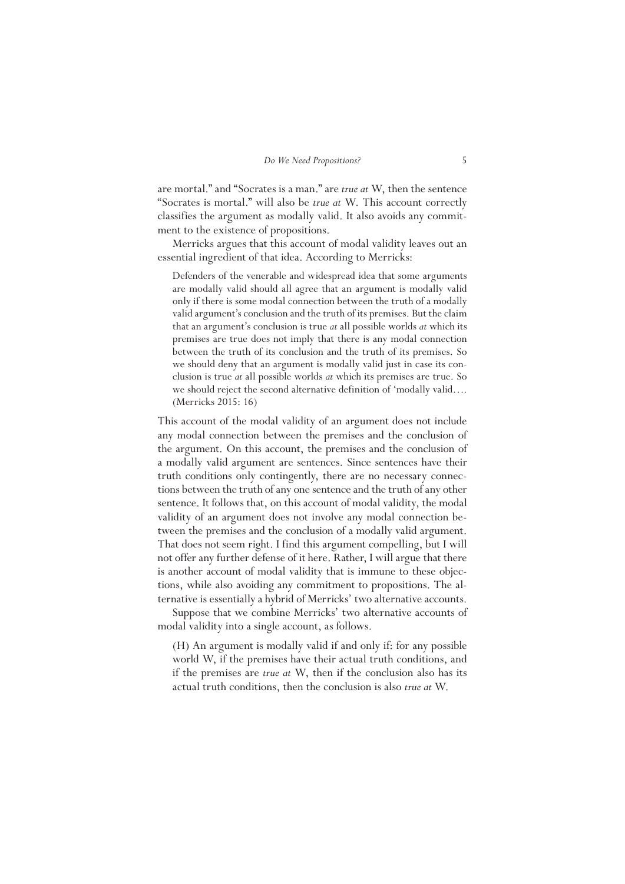are mortal." and "Socrates is a man." are *true at* W, then the sentence "Socrates is mortal." will also be *true at* W. This account correctly classifies the argument as modally valid. It also avoids any commitment to the existence of propositions.

Merricks argues that this account of modal validity leaves out an essential ingredient of that idea. According to Merricks:

> Defenders of the venerable and widespread idea that some arguments are modally valid should all agree that an argument is modally valid only if there is some modal connection between the truth of a modally valid argument's conclusion and the truth of its premises. But the claim that an argument's conclusion is true *at* all possible worlds *at* which its premises are true does not imply that there is any modal connection between the truth of its conclusion and the truth of its premises. So we should deny that an argument is modally valid just in case its conclusion is true *at* all possible worlds *at* which its premises are true. So we should reject the second alternative definition of 'modally valid…. (Merricks 2015: 16)

This account of the modal validity of an argument does not include any modal connection between the premises and the conclusion of the argument. On this account, the premises and the conclusion of a modally valid argument are sentences. Since sentences have their truth conditions only contingently, there are no necessary connections between the truth of any one sentence and the truth of any other sentence. It follows that, on this account of modal validity, the modal validity of an argument does not involve any modal connection between the premises and the conclusion of a modally valid argument. That does not seem right. I find this argument compelling, but I will not offer any further defense of it here. Rather, I will argue that there is another account of modal validity that is immune to these objections, while also avoiding any commitment to propositions. The alternative is essentially a hybrid of Merricks' two alternative accounts.

Suppose that we combine Merricks' two alternative accounts of modal validity into a single account, as follows.

> (H) An argument is modally valid if and only if: for any possible world W, if the premises have their actual truth conditions, and if the premises are *true at* W, then if the conclusion also has its actual truth conditions, then the conclusion is also *true at* W.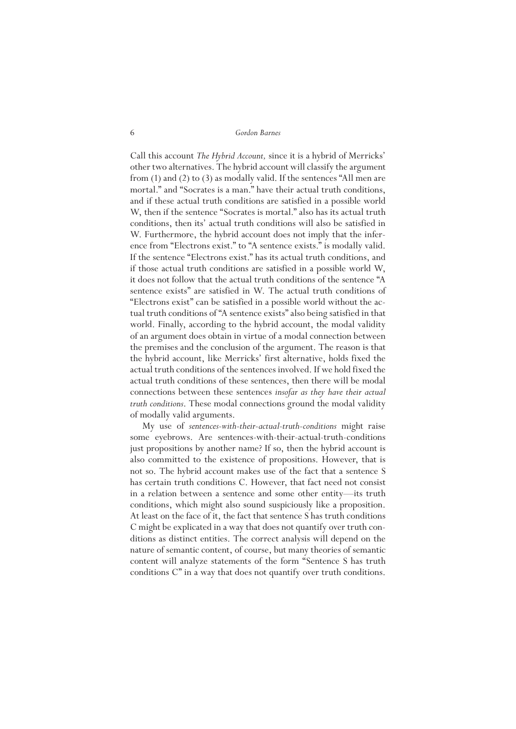Call this account *The Hybrid Account,* since it is a hybrid of Merricks' other two alternatives. The hybrid account will classify the argument from (1) and (2) to (3) as modally valid. If the sentences "All men are mortal." and "Socrates is a man." have their actual truth conditions, and if these actual truth conditions are satisfied in a possible world W, then if the sentence "Socrates is mortal." also has its actual truth conditions, then its' actual truth conditions will also be satisfied in W. Furthermore, the hybrid account does not imply that the inference from "Electrons exist." to "A sentence exists." is modally valid. If the sentence "Electrons exist." has its actual truth conditions, and if those actual truth conditions are satisfied in a possible world W, it does not follow that the actual truth conditions of the sentence "A sentence exists" are satisfied in W. The actual truth conditions of "Electrons exist" can be satisfied in a possible world without the actual truth conditions of "A sentence exists" also being satisfied in that world. Finally, according to the hybrid account, the modal validity of an argument does obtain in virtue of a modal connection between the premises and the conclusion of the argument. The reason is that the hybrid account, like Merricks' first alternative, holds fixed the actual truth conditions of the sentences involved. If we hold fixed the actual truth conditions of these sentences, then there will be modal connections between these sentences *insofar as they have their actual truth conditions*. These modal connections ground the modal validity of modally valid arguments.

My use of *sentences-with-their-actual-truth-conditions* might raise some eyebrows. Are sentences-with-their-actual-truth-conditions just propositions by another name? If so, then the hybrid account is also committed to the existence of propositions. However, that is not so. The hybrid account makes use of the fact that a sentence S has certain truth conditions C. However, that fact need not consist in a relation between a sentence and some other entity—its truth conditions, which might also sound suspiciously like a proposition. At least on the face of it, the fact that sentence S has truth conditions C might be explicated in a way that does not quantify over truth conditions as distinct entities. The correct analysis will depend on the nature of semantic content, of course, but many theories of semantic content will analyze statements of the form "Sentence S has truth conditions C" in a way that does not quantify over truth conditions.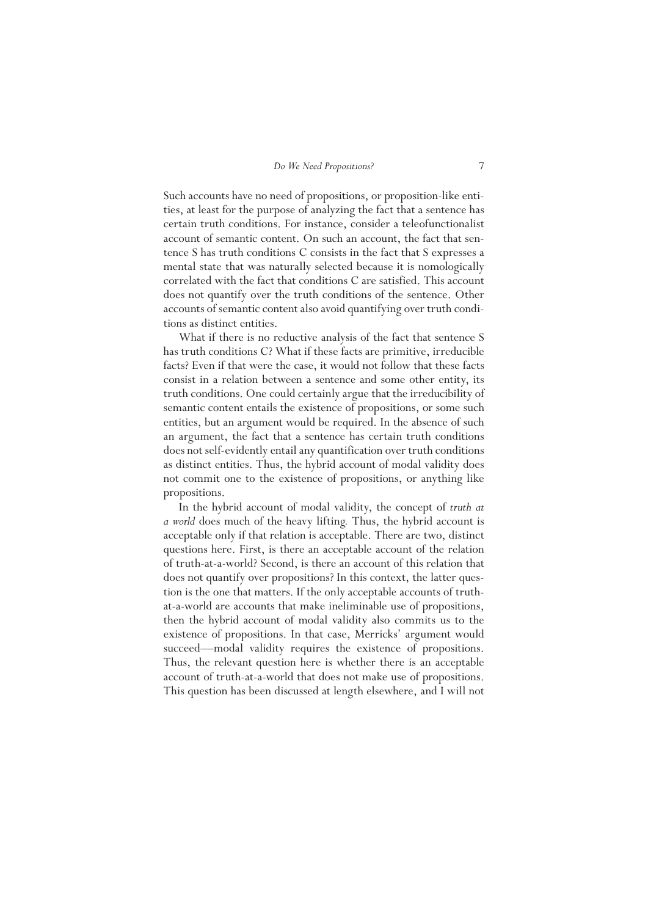Such accounts have no need of propositions, or proposition-like entities, at least for the purpose of analyzing the fact that a sentence has certain truth conditions. For instance, consider a teleofunctionalist account of semantic content. On such an account, the fact that sentence S has truth conditions C consists in the fact that S expresses a mental state that was naturally selected because it is nomologically correlated with the fact that conditions C are satisfied. This account does not quantify over the truth conditions of the sentence. Other accounts of semantic content also avoid quantifying over truth conditions as distinct entities.

What if there is no reductive analysis of the fact that sentence S has truth conditions C? What if these facts are primitive, irreducible facts? Even if that were the case, it would not follow that these facts consist in a relation between a sentence and some other entity, its truth conditions. One could certainly argue that the irreducibility of semantic content entails the existence of propositions, or some such entities, but an argument would be required. In the absence of such an argument, the fact that a sentence has certain truth conditions does not self-evidently entail any quantification over truth conditions as distinct entities. Thus, the hybrid account of modal validity does not commit one to the existence of propositions, or anything like propositions.

In the hybrid account of modal validity, the concept of *truth at a world* does much of the heavy lifting. Thus, the hybrid account is acceptable only if that relation is acceptable. There are two, distinct questions here. First, is there an acceptable account of the relation of truth-at-a-world? Second, is there an account of this relation that does not quantify over propositions? In this context, the latter question is the one that matters. If the only acceptable accounts of truth-at-a-world are accounts that make ineliminable use of propositions, then the hybrid account of modal validity also commits us to the existence of propositions. In that case, Merricks' argument would succeed—modal validity requires the existence of propositions. Thus, the relevant question here is whether there is an acceptable account of truth-at-a-world that does not make use of propositions. This question has been discussed at length elsewhere, and I will not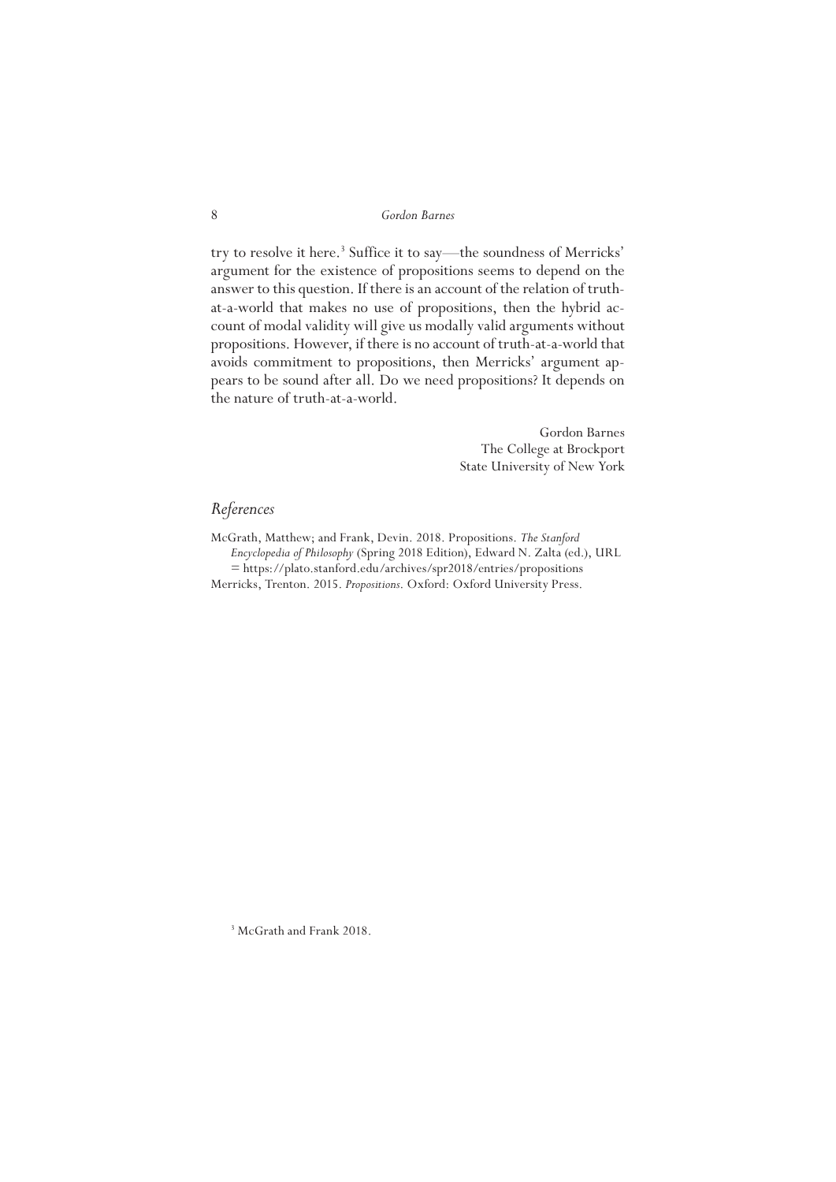try to resolve it here.[3] Suffice it to say—the soundness of Merricks' argument for the existence of propositions seems to depend on the answer to this question. If there is an account of the relation of truth-at-a-world that makes no use of propositions, then the hybrid account of modal validity will give us modally valid arguments without propositions. However, if there is no account of truth-at-a-world that avoids commitment to propositions, then Merricks' argument appears to be sound after all. Do we need propositions? It depends on the nature of truth-at-a-world.

Gordon Barnes
The College at Brockport
State University of New York

## *References*

McGrath, Matthew; and Frank, Devin. 2018. Propositions. *The Stanford Encyclopedia of Philosophy* (Spring 2018 Edition), Edward N. Zalta (ed.), URL = https://plato.stanford.edu/archives/spr2018/entries/propositions

Merricks, Trenton. 2015. *Propositions*. Oxford: Oxford University Press.

[3] McGrath and Frank 2018.